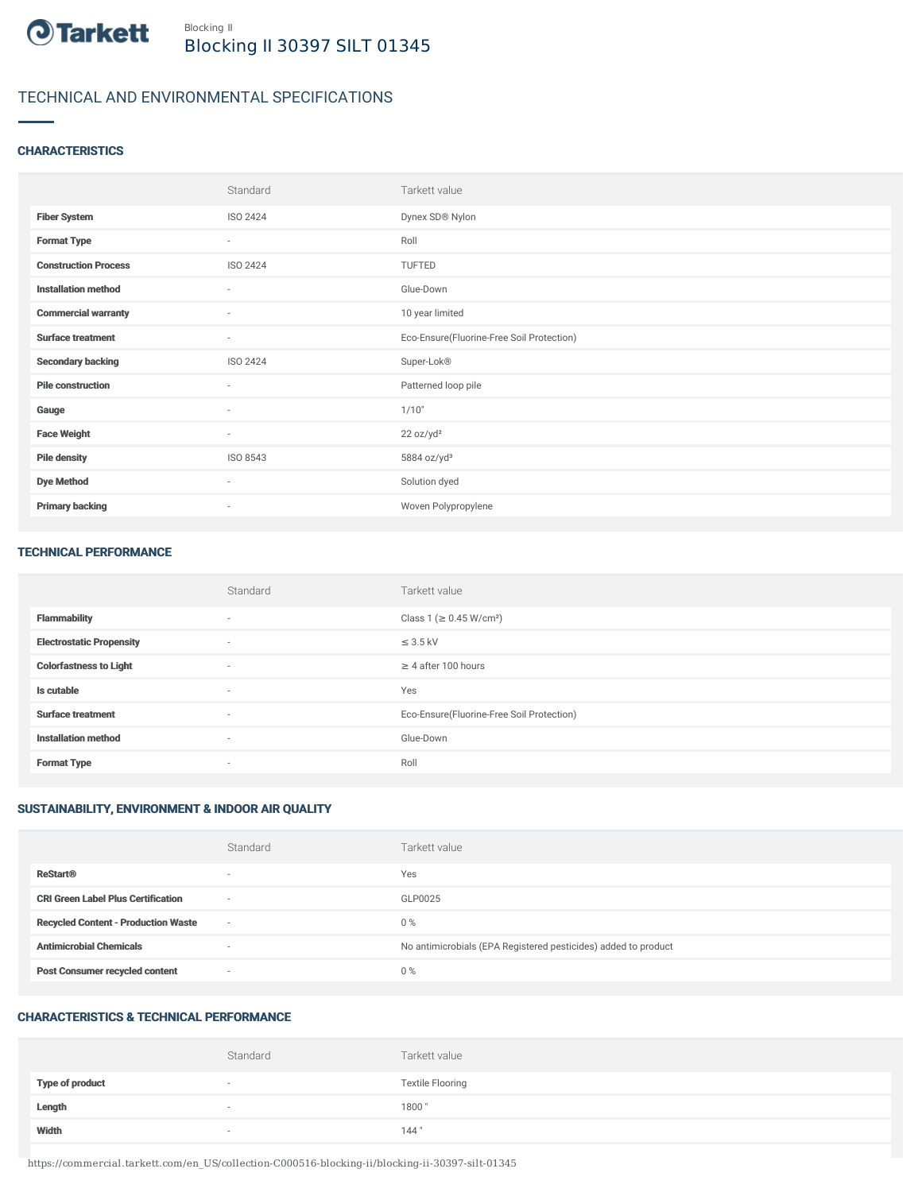Blocking II

# Blocking II 30397 SILT 01345

## TECHNICAL AND ENVIRONMENTAL SPECIFICATIONS

### CHARACTERISTICS

| | Standard | Tarkett value |
|---|---|---|
| **Fiber System** | ISO 2424 | Dynex SD® Nylon |
| **Format Type** | - | Roll |
| **Construction Process** | ISO 2424 | TUFTED |
| **Installation method** | - | Glue-Down |
| **Commercial warranty** | - | 10 year limited |
| **Surface treatment** | - | Eco-Ensure(Fluorine-Free Soil Protection) |
| **Secondary backing** | ISO 2424 | Super-Lok® |
| **Pile construction** | - | Patterned loop pile |
| **Gauge** | - | 1/10" |
| **Face Weight** | - | 22 oz/yd² |
| **Pile density** | ISO 8543 | 5884 oz/yd³ |
| **Dye Method** | - | Solution dyed |
| **Primary backing** | - | Woven Polypropylene |

### TECHNICAL PERFORMANCE

| | Standard | Tarkett value |
|---|---|---|
| **Flammability** | - | Class 1 (≥ 0.45 W/cm²) |
| **Electrostatic Propensity** | - | ≤ 3.5 kV |
| **Colorfastness to Light** | - | ≥ 4 after 100 hours |
| **Is cutable** | - | Yes |
| **Surface treatment** | - | Eco-Ensure(Fluorine-Free Soil Protection) |
| **Installation method** | - | Glue-Down |
| **Format Type** | - | Roll |

### SUSTAINABILITY, ENVIRONMENT & INDOOR AIR QUALITY

| | Standard | Tarkett value |
|---|---|---|
| **ReStart®** | - | Yes |
| **CRI Green Label Plus Certification** | - | GLP0025 |
| **Recycled Content - Production Waste** | - | 0 % |
| **Antimicrobial Chemicals** | - | No antimicrobials (EPA Registered pesticides) added to product |
| **Post Consumer recycled content** | - | 0 % |

### CHARACTERISTICS & TECHNICAL PERFORMANCE

| | Standard | Tarkett value |
|---|---|---|
| **Type of product** | - | Textile Flooring |
| **Length** | - | 1800 " |
| **Width** | - | 144 " |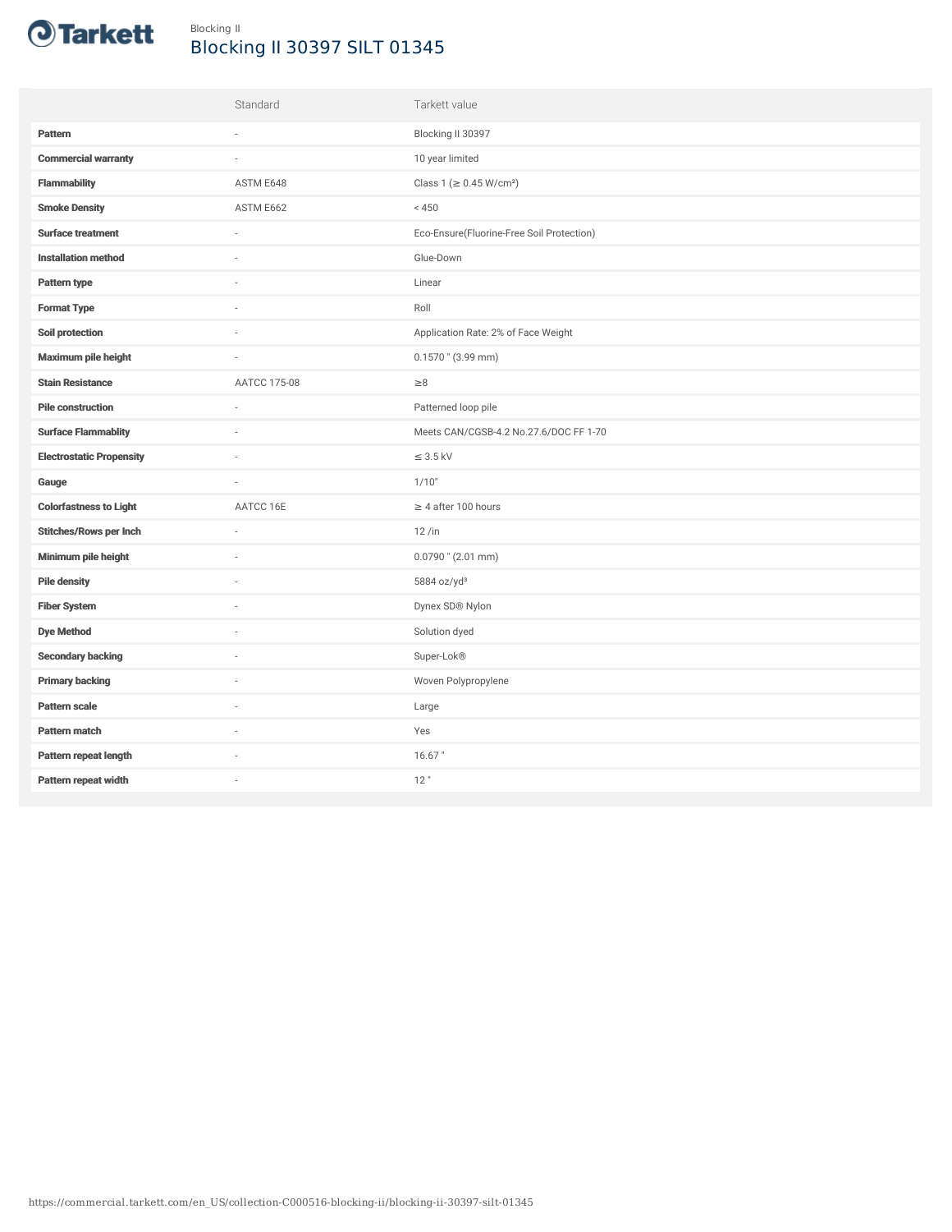Blocking II

# Blocking II 30397 SILT 01345

| | Standard | Tarkett value |
|---|---|---|
| **Pattern** | - | Blocking II 30397 |
| **Commercial warranty** | - | 10 year limited |
| **Flammability** | ASTM E648 | Class 1 (≥ 0.45 W/cm²) |
| **Smoke Density** | ASTM E662 | < 450 |
| **Surface treatment** | - | Eco-Ensure(Fluorine-Free Soil Protection) |
| **Installation method** | - | Glue-Down |
| **Pattern type** | - | Linear |
| **Format Type** | - | Roll |
| **Soil protection** | - | Application Rate: 2% of Face Weight |
| **Maximum pile height** | - | 0.1570 " (3.99 mm) |
| **Stain Resistance** | AATCC 175-08 | ≥8 |
| **Pile construction** | - | Patterned loop pile |
| **Surface Flammablity** | - | Meets CAN/CGSB-4.2 No.27.6/DOC FF 1-70 |
| **Electrostatic Propensity** | - | ≤ 3.5 kV |
| **Gauge** | - | 1/10" |
| **Colorfastness to Light** | AATCC 16E | ≥ 4 after 100 hours |
| **Stitches/Rows per Inch** | - | 12 /in |
| **Minimum pile height** | - | 0.0790 " (2.01 mm) |
| **Pile density** | - | 5884 oz/yd³ |
| **Fiber System** | - | Dynex SD® Nylon |
| **Dye Method** | - | Solution dyed |
| **Secondary backing** | - | Super-Lok® |
| **Primary backing** | - | Woven Polypropylene |
| **Pattern scale** | - | Large |
| **Pattern match** | - | Yes |
| **Pattern repeat length** | - | 16.67 " |
| **Pattern repeat width** | - | 12 " |

https://commercial.tarkett.com/en_US/collection-C000516-blocking-ii/blocking-ii-30397-silt-01345